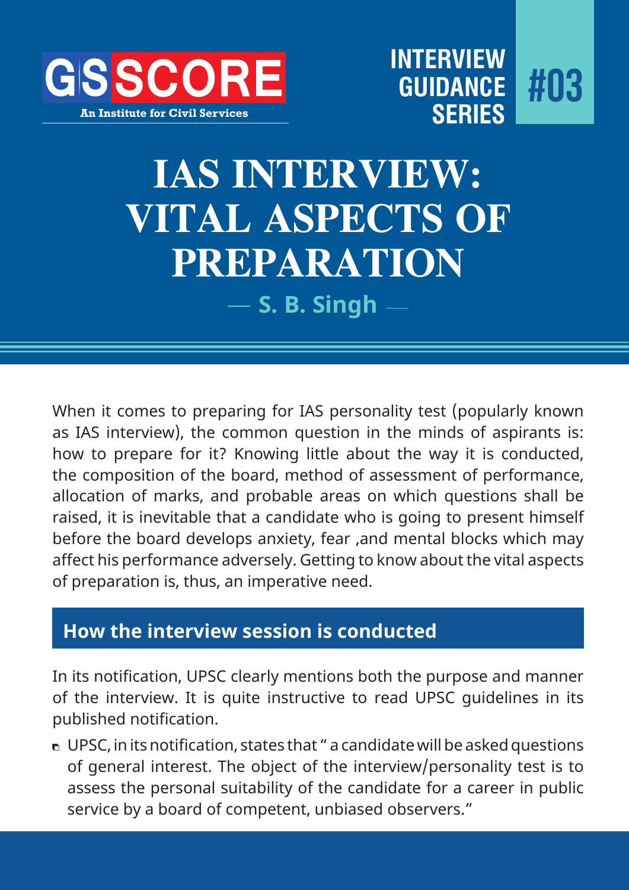GS SCORE

An Institute for Civil Services

INTERVIEW GUIDANCE SERIES #03

# IAS INTERVIEW: VITAL ASPECTS OF PREPARATION

— S. B. Singh —

When it comes to preparing for IAS personality test (popularly known as IAS interview), the common question in the minds of aspirants is: how to prepare for it? Knowing little about the way it is conducted, the composition of the board, method of assessment of performance, allocation of marks, and probable areas on which questions shall be raised, it is inevitable that a candidate who is going to present himself before the board develops anxiety, fear ,and mental blocks which may affect his performance adversely. Getting to know about the vital aspects of preparation is, thus, an imperative need.

## How the interview session is conducted

In its notification, UPSC clearly mentions both the purpose and manner of the interview. It is quite instructive to read UPSC guidelines in its published notification.

- UPSC, in its notification, states that " a candidate will be asked questions of general interest. The object of the interview/personality test is to assess the personal suitability of the candidate for a career in public service by a board of competent, unbiased observers."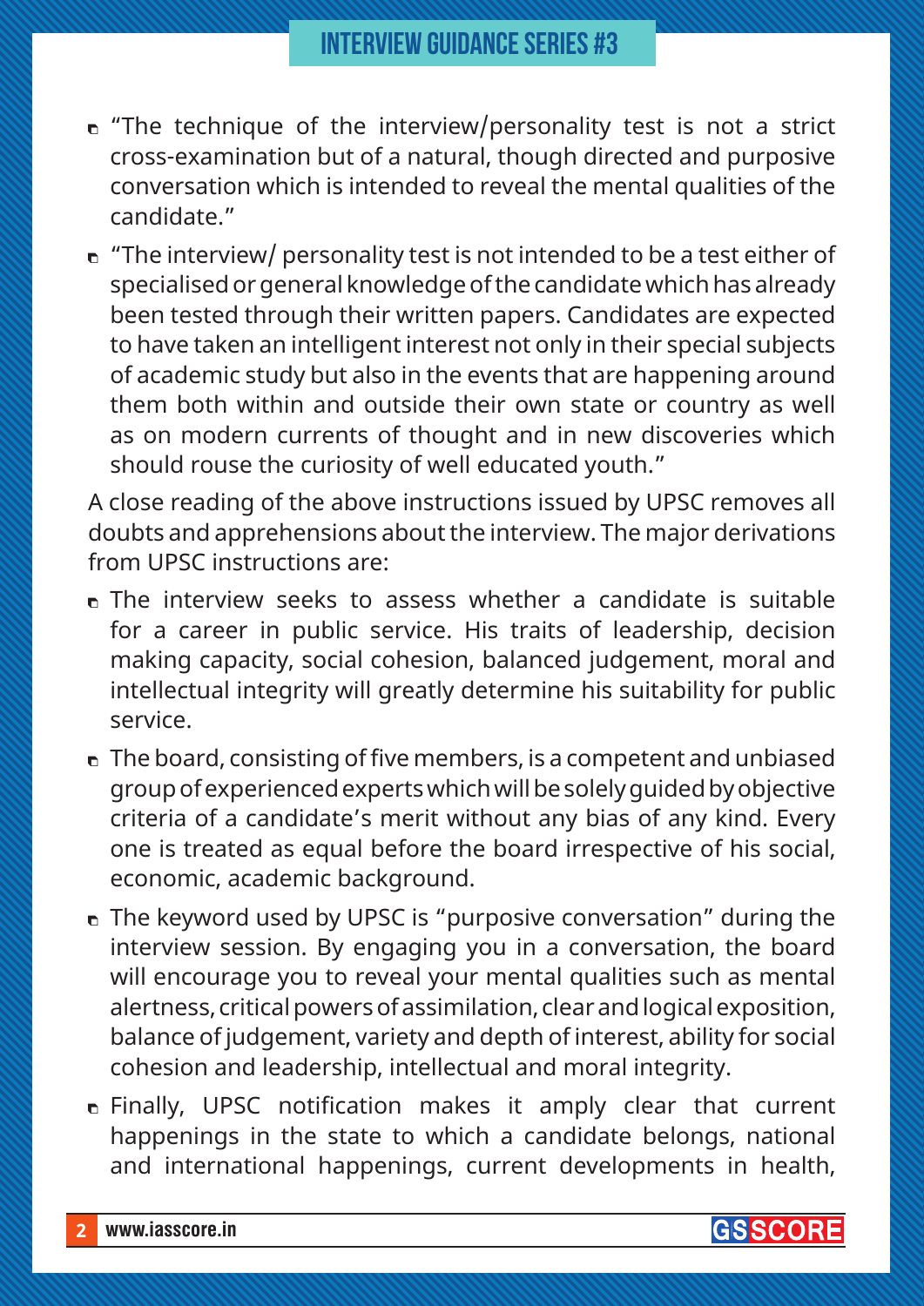- "The technique of the interview/personality test is not a strict cross-examination but of a natural, though directed and purposive conversation which is intended to reveal the mental qualities of the candidate."
- "The interview/ personality test is not intended to be a test either of specialised or general knowledge of the candidate which has already been tested through their written papers. Candidates are expected to have taken an intelligent interest not only in their special subjects of academic study but also in the events that are happening around them both within and outside their own state or country as well as on modern currents of thought and in new discoveries which should rouse the curiosity of well educated youth."

A close reading of the above instructions issued by UPSC removes all doubts and apprehensions about the interview. The major derivations from UPSC instructions are:

- The interview seeks to assess whether a candidate is suitable for a career in public service. His traits of leadership, decision making capacity, social cohesion, balanced judgement, moral and intellectual integrity will greatly determine his suitability for public service.
- The board, consisting of five members, is a competent and unbiased group of experienced experts which will be solely guided by objective criteria of a candidate's merit without any bias of any kind. Every one is treated as equal before the board irrespective of his social, economic, academic background.
- The keyword used by UPSC is "purposive conversation" during the interview session. By engaging you in a conversation, the board will encourage you to reveal your mental qualities such as mental alertness, critical powers of assimilation, clear and logical exposition, balance of judgement, variety and depth of interest, ability for social cohesion and leadership, intellectual and moral integrity.
- Finally, UPSC notification makes it amply clear that current happenings in the state to which a candidate belongs, national and international happenings, current developments in health,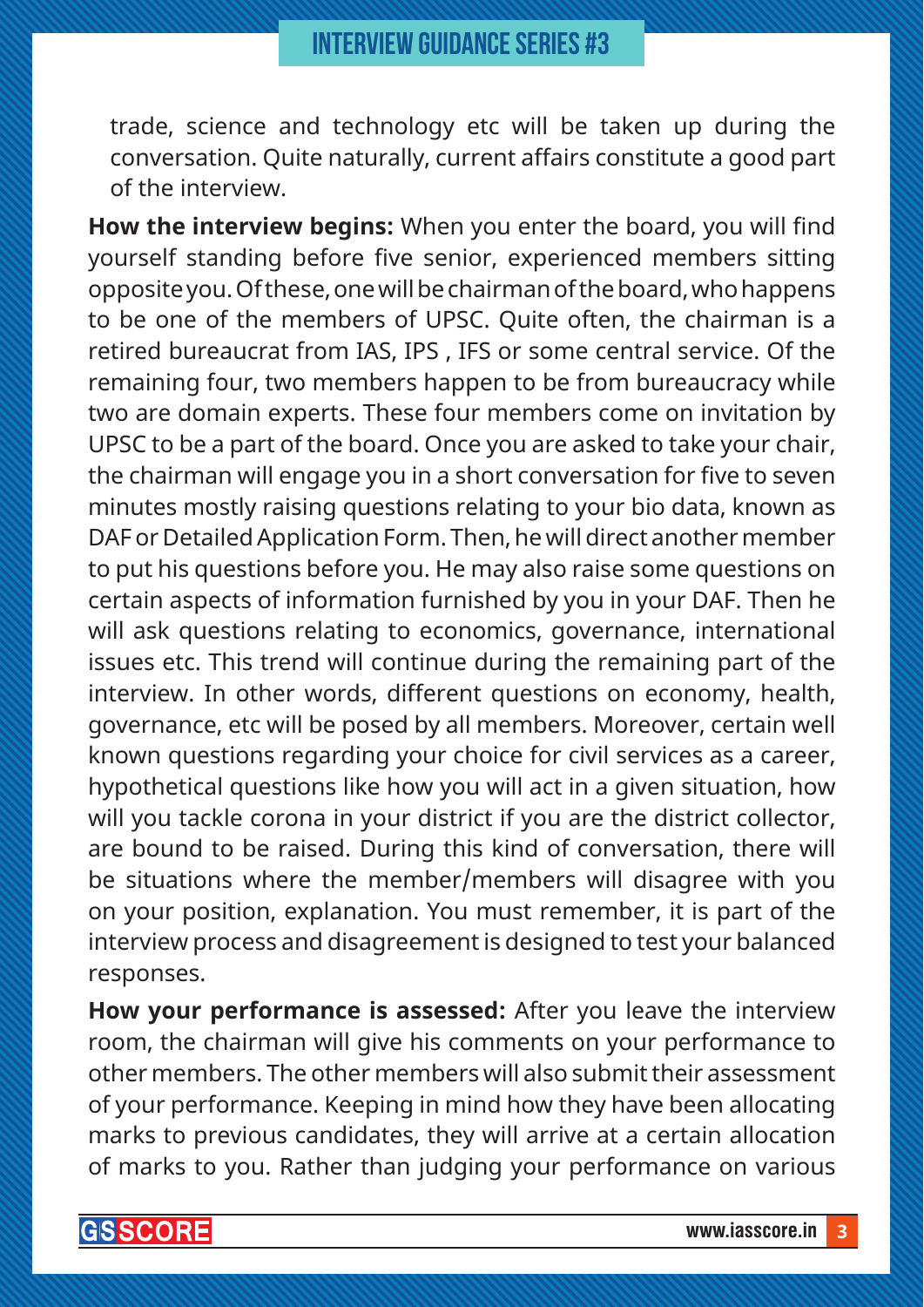trade, science and technology etc will be taken up during the conversation. Quite naturally, current affairs constitute a good part of the interview.

**How the interview begins:** When you enter the board, you will find yourself standing before five senior, experienced members sitting opposite you. Of these, one will be chairman of the board, who happens to be one of the members of UPSC. Quite often, the chairman is a retired bureaucrat from IAS, IPS , IFS or some central service. Of the remaining four, two members happen to be from bureaucracy while two are domain experts. These four members come on invitation by UPSC to be a part of the board. Once you are asked to take your chair, the chairman will engage you in a short conversation for five to seven minutes mostly raising questions relating to your bio data, known as DAF or Detailed Application Form. Then, he will direct another member to put his questions before you. He may also raise some questions on certain aspects of information furnished by you in your DAF. Then he will ask questions relating to economics, governance, international issues etc. This trend will continue during the remaining part of the interview. In other words, different questions on economy, health, governance, etc will be posed by all members. Moreover, certain well known questions regarding your choice for civil services as a career, hypothetical questions like how you will act in a given situation, how will you tackle corona in your district if you are the district collector, are bound to be raised. During this kind of conversation, there will be situations where the member/members will disagree with you on your position, explanation. You must remember, it is part of the interview process and disagreement is designed to test your balanced responses.

**How your performance is assessed:** After you leave the interview room, the chairman will give his comments on your performance to other members. The other members will also submit their assessment of your performance. Keeping in mind how they have been allocating marks to previous candidates, they will arrive at a certain allocation of marks to you. Rather than judging your performance on various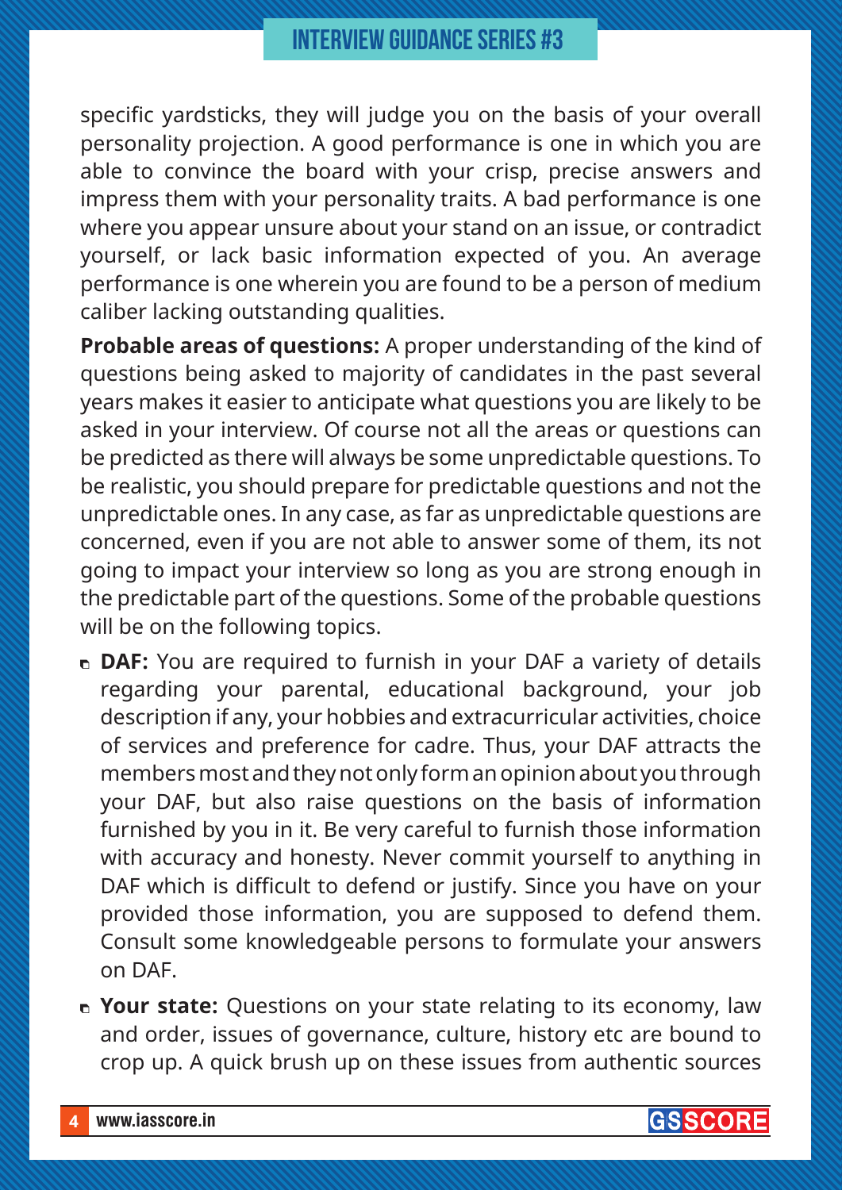specific yardsticks, they will judge you on the basis of your overall personality projection. A good performance is one in which you are able to convince the board with your crisp, precise answers and impress them with your personality traits. A bad performance is one where you appear unsure about your stand on an issue, or contradict yourself, or lack basic information expected of you. An average performance is one wherein you are found to be a person of medium caliber lacking outstanding qualities.

**Probable areas of questions:** A proper understanding of the kind of questions being asked to majority of candidates in the past several years makes it easier to anticipate what questions you are likely to be asked in your interview. Of course not all the areas or questions can be predicted as there will always be some unpredictable questions. To be realistic, you should prepare for predictable questions and not the unpredictable ones. In any case, as far as unpredictable questions are concerned, even if you are not able to answer some of them, its not going to impact your interview so long as you are strong enough in the predictable part of the questions. Some of the probable questions will be on the following topics.

- **DAF:** You are required to furnish in your DAF a variety of details regarding your parental, educational background, your job description if any, your hobbies and extracurricular activities, choice of services and preference for cadre. Thus, your DAF attracts the members most and they not only form an opinion about you through your DAF, but also raise questions on the basis of information furnished by you in it. Be very careful to furnish those information with accuracy and honesty. Never commit yourself to anything in DAF which is difficult to defend or justify. Since you have on your provided those information, you are supposed to defend them. Consult some knowledgeable persons to formulate your answers on DAF.
- **Your state:** Questions on your state relating to its economy, law and order, issues of governance, culture, history etc are bound to crop up. A quick brush up on these issues from authentic sources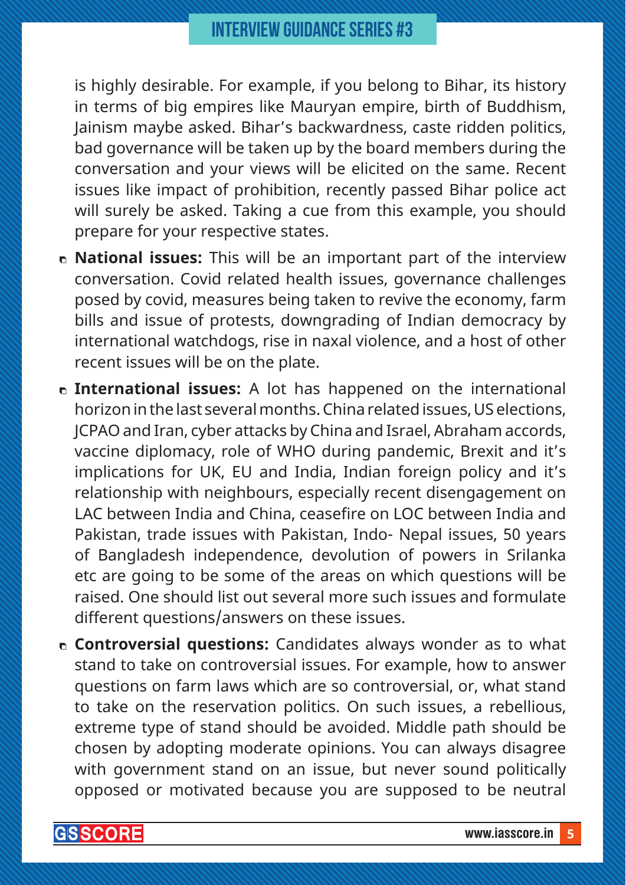is highly desirable. For example, if you belong to Bihar, its history in terms of big empires like Mauryan empire, birth of Buddhism, Jainism maybe asked. Bihar's backwardness, caste ridden politics, bad governance will be taken up by the board members during the conversation and your views will be elicited on the same. Recent issues like impact of prohibition, recently passed Bihar police act will surely be asked. Taking a cue from this example, you should prepare for your respective states.

- **National issues:** This will be an important part of the interview conversation. Covid related health issues, governance challenges posed by covid, measures being taken to revive the economy, farm bills and issue of protests, downgrading of Indian democracy by international watchdogs, rise in naxal violence, and a host of other recent issues will be on the plate.
- **International issues:** A lot has happened on the international horizon in the last several months. China related issues, US elections, JCPAO and Iran, cyber attacks by China and Israel, Abraham accords, vaccine diplomacy, role of WHO during pandemic, Brexit and it's implications for UK, EU and India, Indian foreign policy and it's relationship with neighbours, especially recent disengagement on LAC between India and China, ceasefire on LOC between India and Pakistan, trade issues with Pakistan, Indo- Nepal issues, 50 years of Bangladesh independence, devolution of powers in Srilanka etc are going to be some of the areas on which questions will be raised. One should list out several more such issues and formulate different questions/answers on these issues.
- **Controversial questions:** Candidates always wonder as to what stand to take on controversial issues. For example, how to answer questions on farm laws which are so controversial, or, what stand to take on the reservation politics. On such issues, a rebellious, extreme type of stand should be avoided. Middle path should be chosen by adopting moderate opinions. You can always disagree with government stand on an issue, but never sound politically opposed or motivated because you are supposed to be neutral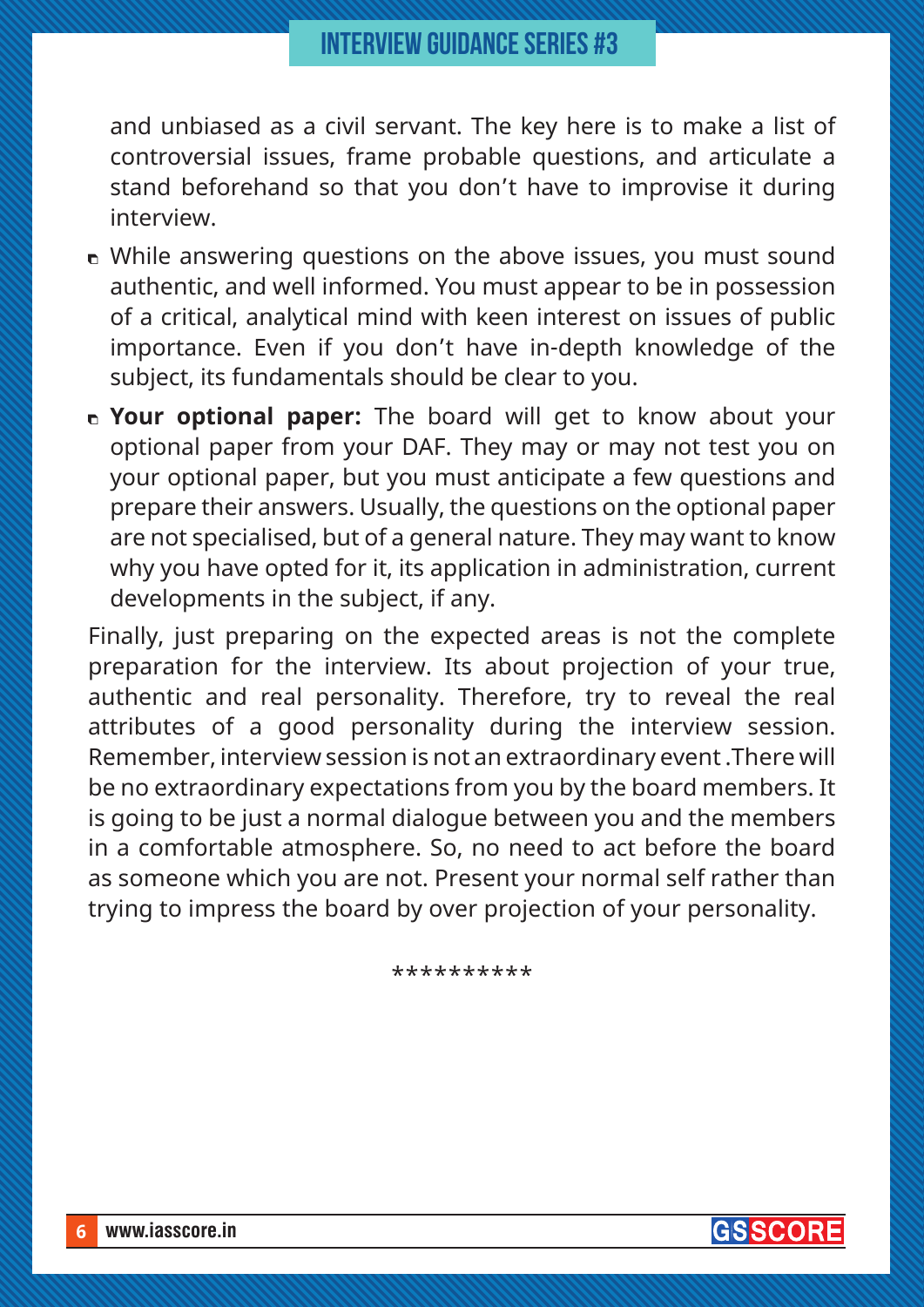and unbiased as a civil servant. The key here is to make a list of controversial issues, frame probable questions, and articulate a stand beforehand so that you don't have to improvise it during interview.

- While answering questions on the above issues, you must sound authentic, and well informed. You must appear to be in possession of a critical, analytical mind with keen interest on issues of public importance. Even if you don't have in-depth knowledge of the subject, its fundamentals should be clear to you.
- **Your optional paper:** The board will get to know about your optional paper from your DAF. They may or may not test you on your optional paper, but you must anticipate a few questions and prepare their answers. Usually, the questions on the optional paper are not specialised, but of a general nature. They may want to know why you have opted for it, its application in administration, current developments in the subject, if any.

Finally, just preparing on the expected areas is not the complete preparation for the interview. Its about projection of your true, authentic and real personality. Therefore, try to reveal the real attributes of a good personality during the interview session. Remember, interview session is not an extraordinary event .There will be no extraordinary expectations from you by the board members. It is going to be just a normal dialogue between you and the members in a comfortable atmosphere. So, no need to act before the board as someone which you are not. Present your normal self rather than trying to impress the board by over projection of your personality.

**********